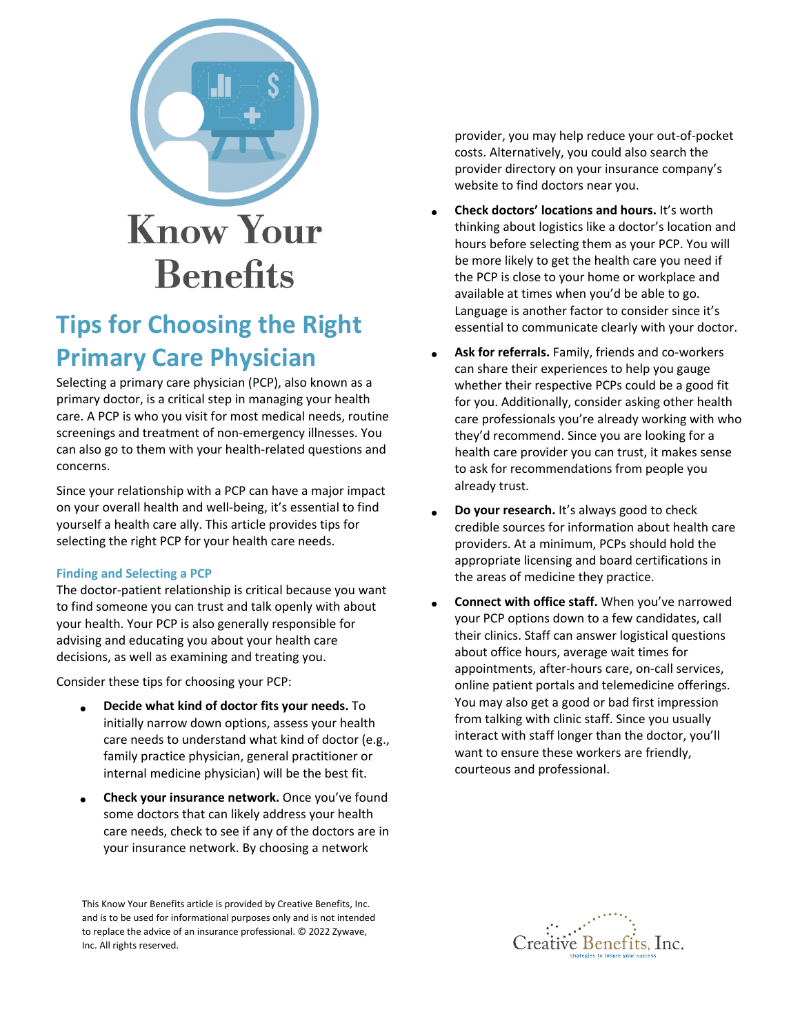# Know Your Benefits

## Tips for Choosing the Right Primary Care Physician

Selecting a primary care physician (PCP), also known as a primary doctor, is a critical step in managing your health care. A PCP is who you visit for most medical needs, routine screenings and treatment of non-emergency illnesses. You can also go to them with your health-related questions and concerns.

Since your relationship with a PCP can have a major impact on your overall health and well-being, it's essential to find yourself a health care ally. This article provides tips for selecting the right PCP for your health care needs.

### Finding and Selecting a PCP

The doctor-patient relationship is critical because you want to find someone you can trust and talk openly with about your health. Your PCP is also generally responsible for advising and educating you about your health care decisions, as well as examining and treating you.

Consider these tips for choosing your PCP:

- **Decide what kind of doctor fits your needs.** To initially narrow down options, assess your health care needs to understand what kind of doctor (e.g., family practice physician, general practitioner or internal medicine physician) will be the best fit.
- **Check your insurance network.** Once you've found some doctors that can likely address your health care needs, check to see if any of the doctors are in your insurance network. By choosing a network provider, you may help reduce your out-of-pocket costs. Alternatively, you could also search the provider directory on your insurance company's website to find doctors near you.
- **Check doctors' locations and hours.** It's worth thinking about logistics like a doctor's location and hours before selecting them as your PCP. You will be more likely to get the health care you need if the PCP is close to your home or workplace and available at times when you'd be able to go. Language is another factor to consider since it's essential to communicate clearly with your doctor.
- **Ask for referrals.** Family, friends and co-workers can share their experiences to help you gauge whether their respective PCPs could be a good fit for you. Additionally, consider asking other health care professionals you're already working with who they'd recommend. Since you are looking for a health care provider you can trust, it makes sense to ask for recommendations from people you already trust.
- **Do your research.** It's always good to check credible sources for information about health care providers. At a minimum, PCPs should hold the appropriate licensing and board certifications in the areas of medicine they practice.
- **Connect with office staff.** When you've narrowed your PCP options down to a few candidates, call their clinics. Staff can answer logistical questions about office hours, average wait times for appointments, after-hours care, on-call services, online patient portals and telemedicine offerings. You may also get a good or bad first impression from talking with clinic staff. Since you usually interact with staff longer than the doctor, you'll want to ensure these workers are friendly, courteous and professional.

This Know Your Benefits article is provided by Creative Benefits, Inc. and is to be used for informational purposes only and is not intended to replace the advice of an insurance professional. © 2022 Zywave, Inc. All rights reserved.

Creative Benefits, Inc.
strategies to insure your success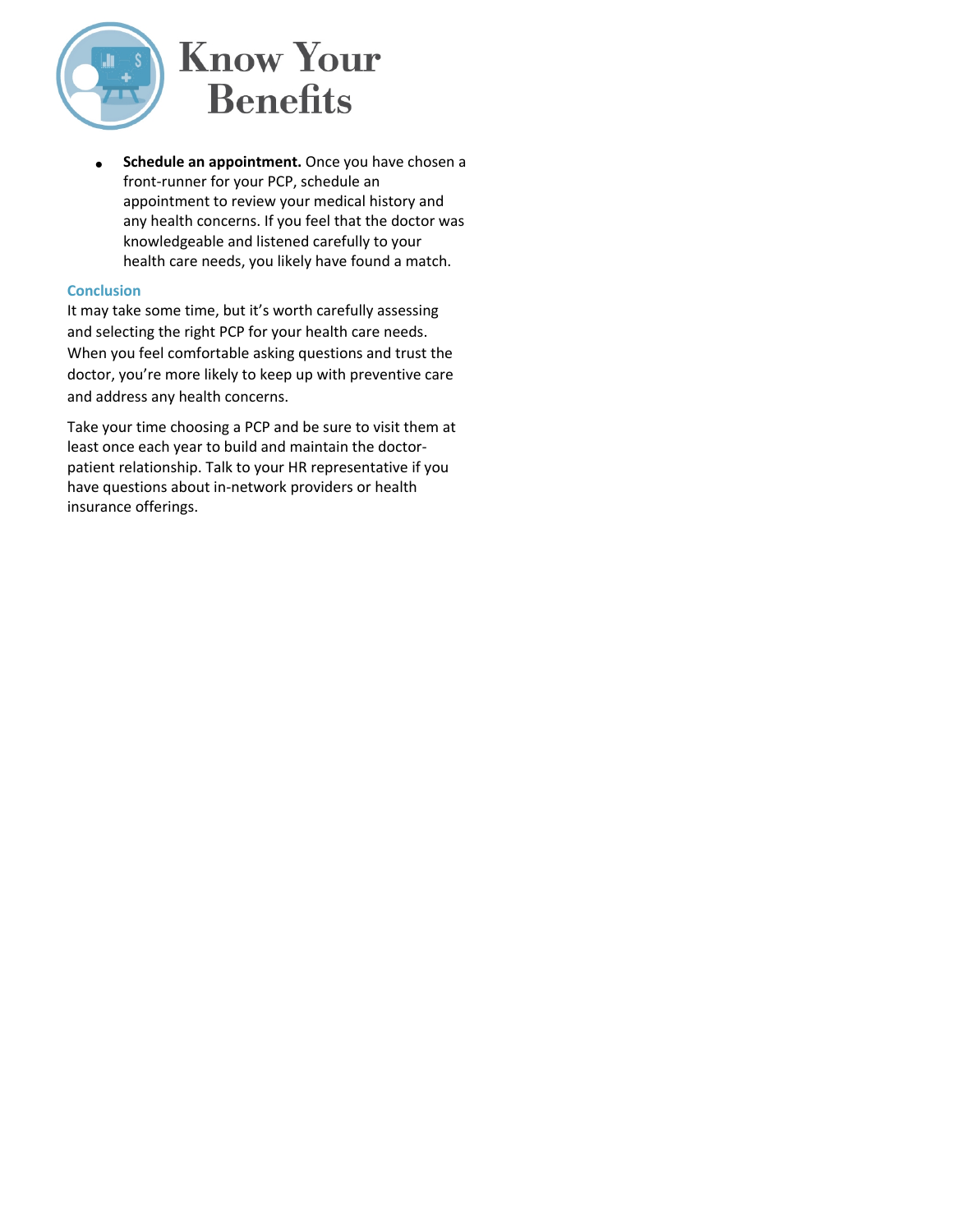# Know Your Benefits

- **Schedule an appointment.** Once you have chosen a front-runner for your PCP, schedule an appointment to review your medical history and any health concerns. If you feel that the doctor was knowledgeable and listened carefully to your health care needs, you likely have found a match.

## Conclusion

It may take some time, but it's worth carefully assessing and selecting the right PCP for your health care needs. When you feel comfortable asking questions and trust the doctor, you're more likely to keep up with preventive care and address any health concerns.

Take your time choosing a PCP and be sure to visit them at least once each year to build and maintain the doctor-patient relationship. Talk to your HR representative if you have questions about in-network providers or health insurance offerings.